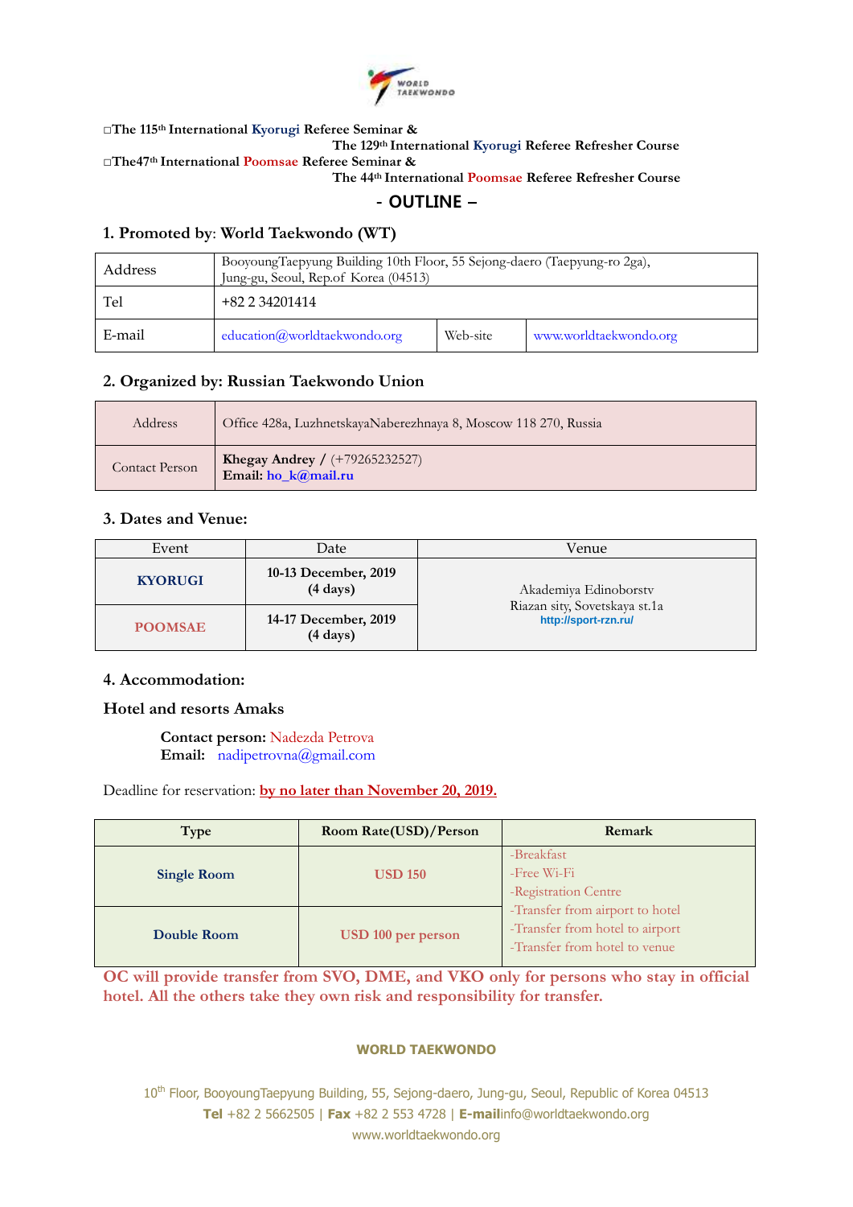□The 115th International Kyorugi Referee Seminar &
The 129th International Kyorugi Referee Refresher Course
□The47th International Poomsae Referee Seminar &
The 44th International Poomsae Referee Refresher Course

# - OUTLINE –

## 1. Promoted by: World Taekwondo (WT)

| Address | BooyoungTaepyung Building 10th Floor, 55 Sejong-daero (Taepyung-ro 2ga), Jung-gu, Seoul, Rep.of Korea (04513) | | |
|---|---|---|---|
| Tel | +82 2 34201414 | | |
| E-mail | education@worldtaekwondo.org | Web-site | www.worldtaekwondo.org |

## 2. Organized by: Russian Taekwondo Union

| Address | Office 428a, LuzhnetskayaNaberezhnaya 8, Moscow 118 270, Russia |
|---|---|
| Contact Person | **Khegay Andrey /** (+79265232527)<br>**Email:** ho_k@mail.ru |

## 3. Dates and Venue:

| Event | Date | Venue |
|---|---|---|
| **KYORUGI** | **10-13 December, 2019 (4 days)** | Akademiya Edinoborstv<br>Riazan sity, Sovetskaya st.1a<br>http://sport-rzn.ru/ |
| **POOMSAE** | **14-17 December, 2019 (4 days)** | |

## 4. Accommodation:

### Hotel and resorts Amaks

**Contact person:** Nadezda Petrova
**Email:** nadipetrovna@gmail.com

Deadline for reservation: **by no later than November 20, 2019.**

| Type | Room Rate(USD)/Person | Remark |
|---|---|---|
| **Single Room** | **USD 150** | -Breakfast<br>-Free Wi-Fi<br>-Registration Centre<br>-Transfer from airport to hotel<br>-Transfer from hotel to airport<br>-Transfer from hotel to venue |
| **Double Room** | **USD 100 per person** | |

**OC will provide transfer from SVO, DME, and VKO only for persons who stay in official hotel. All the others take they own risk and responsibility for transfer.**

**WORLD TAEKWONDO**

10th Floor, BooyoungTaepyung Building, 55, Sejong-daero, Jung-gu, Seoul, Republic of Korea 04513
**Tel** +82 2 5662505 | **Fax** +82 2 553 4728 | **E-mail**info@worldtaekwondo.org
www.worldtaekwondo.org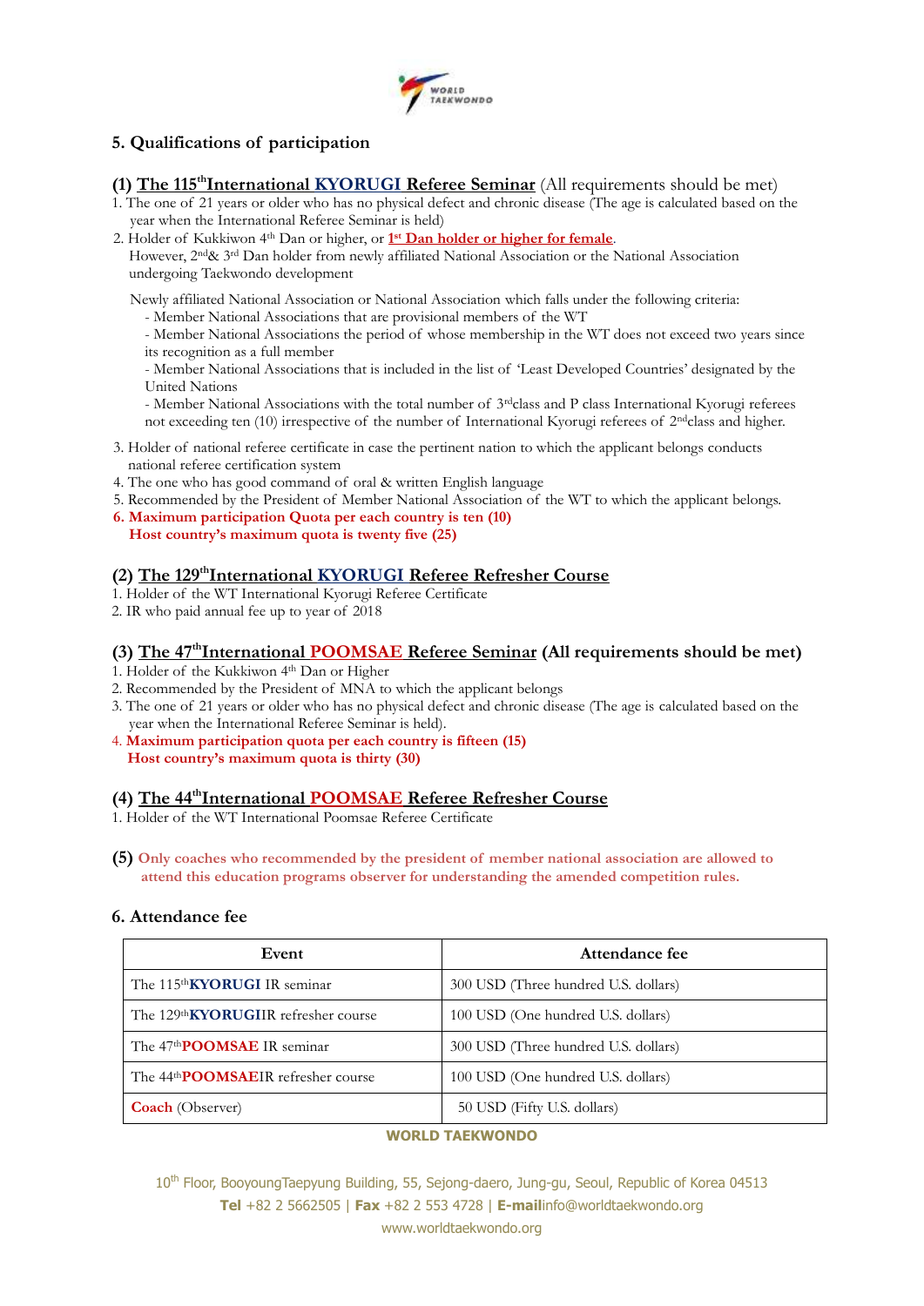## 5. Qualifications of participation

### (1) The 115th International KYORUGI Referee Seminar (All requirements should be met)

1. The one of 21 years or older who has no physical defect and chronic disease (The age is calculated based on the year when the International Referee Seminar is held)
2. Holder of Kukkiwon 4th Dan or higher, or **1st Dan holder or higher for female**.
   However, 2nd & 3rd Dan holder from newly affiliated National Association or the National Association undergoing Taekwondo development

   Newly affiliated National Association or National Association which falls under the following criteria:
   - Member National Associations that are provisional members of the WT
   - Member National Associations the period of whose membership in the WT does not exceed two years since its recognition as a full member
   - Member National Associations that is included in the list of 'Least Developed Countries' designated by the United Nations
   - Member National Associations with the total number of 3rd class and P class International Kyorugi referees not exceeding ten (10) irrespective of the number of International Kyorugi referees of 2nd class and higher.
3. Holder of national referee certificate in case the pertinent nation to which the applicant belongs conducts national referee certification system
4. The one who has good command of oral & written English language
5. Recommended by the President of Member National Association of the WT to which the applicant belongs.
6. **Maximum participation Quota per each country is ten (10)**
   **Host country's maximum quota is twenty five (25)**

### (2) The 129th International KYORUGI Referee Refresher Course

1. Holder of the WT International Kyorugi Referee Certificate
2. IR who paid annual fee up to year of 2018

### (3) The 47th International POOMSAE Referee Seminar (All requirements should be met)

1. Holder of the Kukkiwon 4th Dan or Higher
2. Recommended by the President of MNA to which the applicant belongs
3. The one of 21 years or older who has no physical defect and chronic disease (The age is calculated based on the year when the International Referee Seminar is held).
4. **Maximum participation quota per each country is fifteen (15)**
   **Host country's maximum quota is thirty (30)**

### (4) The 44th International POOMSAE Referee Refresher Course

1. Holder of the WT International Poomsae Referee Certificate

**(5)** **Only coaches who recommended by the president of member national association are allowed to attend this education programs observer for understanding the amended competition rules.**

## 6. Attendance fee

| Event | Attendance fee |
|---|---|
| The 115th **KYORUGI** IR seminar | 300 USD (Three hundred U.S. dollars) |
| The 129th **KYORUGI** IR refresher course | 100 USD (One hundred U.S. dollars) |
| The 47th **POOMSAE** IR seminar | 300 USD (Three hundred U.S. dollars) |
| The 44th **POOMSAE** IR refresher course | 100 USD (One hundred U.S. dollars) |
| **Coach** (Observer) | 50 USD (Fifty U.S. dollars) |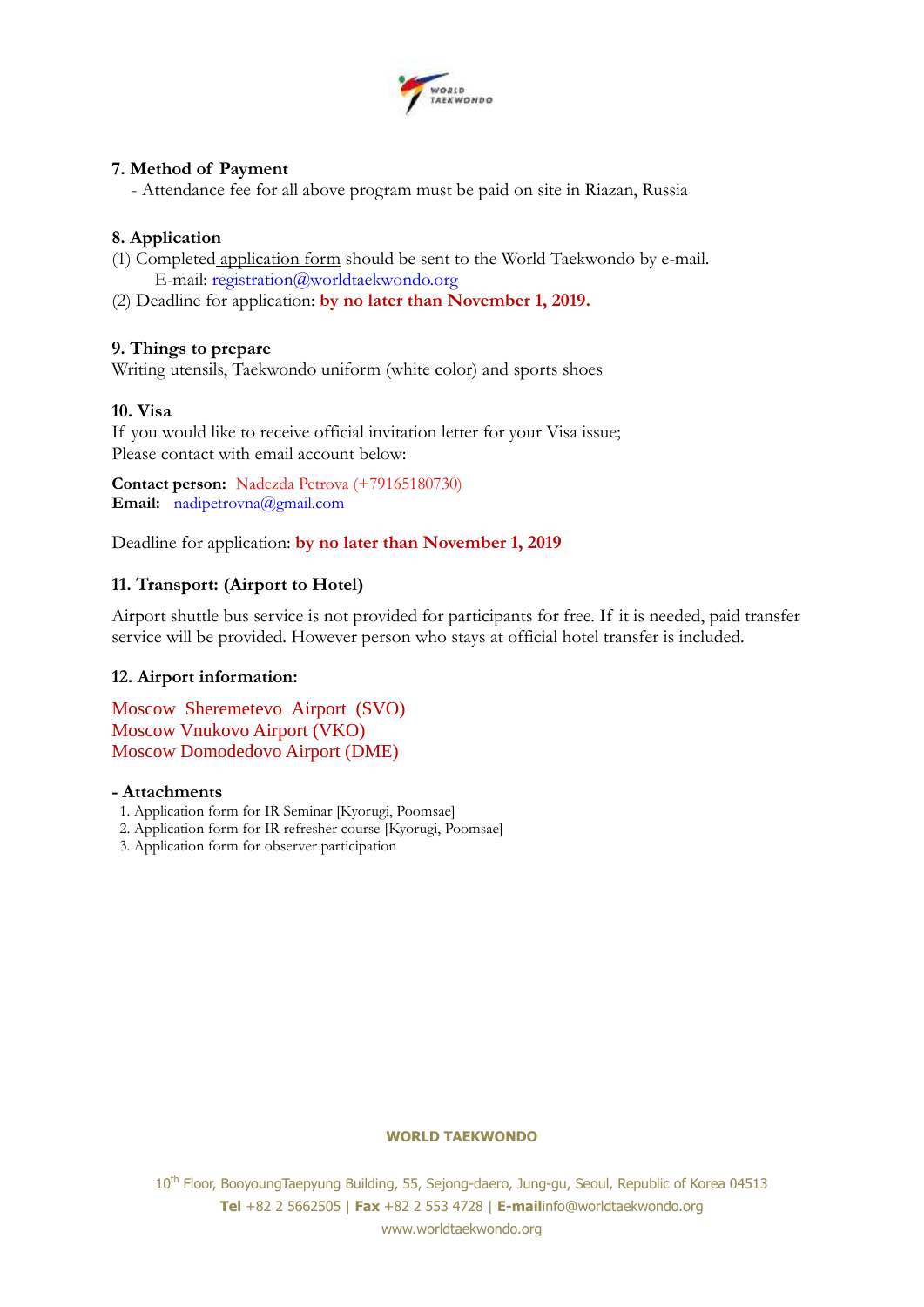**7. Method of Payment**

- Attendance fee for all above program must be paid on site in Riazan, Russia

**8. Application**

(1) Completed application form should be sent to the World Taekwondo by e-mail.
E-mail: registration@worldtaekwondo.org

(2) Deadline for application: **by no later than November 1, 2019.**

**9. Things to prepare**

Writing utensils, Taekwondo uniform (white color) and sports shoes

**10. Visa**

If you would like to receive official invitation letter for your Visa issue;
Please contact with email account below:

**Contact person:** Nadezda Petrova (+79165180730)
**Email:** nadipetrovna@gmail.com

Deadline for application: **by no later than November 1, 2019**

**11. Transport: (Airport to Hotel)**

Airport shuttle bus service is not provided for participants for free. If it is needed, paid transfer service will be provided. However person who stays at official hotel transfer is included.

**12. Airport information:**

Moscow Sheremetevo Airport (SVO)
Moscow Vnukovo Airport (VKO)
Moscow Domodedovo Airport (DME)

**- Attachments**

1. Application form for IR Seminar [Kyorugi, Poomsae]
2. Application form for IR refresher course [Kyorugi, Poomsae]
3. Application form for observer participation

**WORLD TAEKWONDO**

10th Floor, BooyoungTaepyung Building, 55, Sejong-daero, Jung-gu, Seoul, Republic of Korea 04513
**Tel** +82 2 5662505 | **Fax** +82 2 553 4728 | **E-mail** info@worldtaekwondo.org
www.worldtaekwondo.org